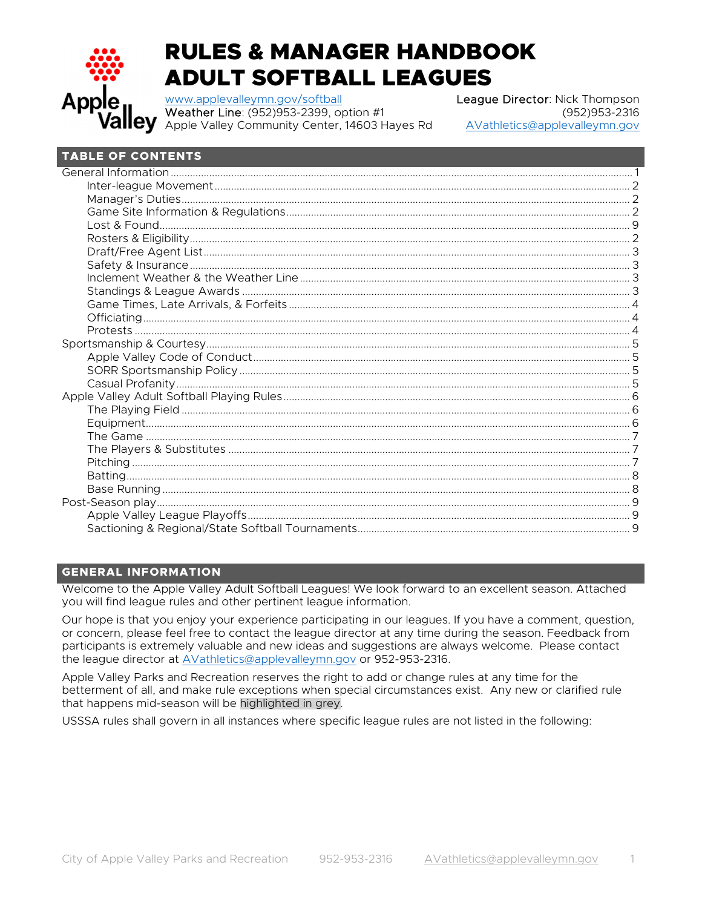# RULES & MANAGER HANDBOOK ADULT SOFTBALL LEAGUES

www.applevalleymn.gov/softball
Weather Line: (952)953-2399, option #1
Apple Valley Community Center, 14603 Hayes Rd

League Director: Nick Thompson
(952)953-2316
AVathletics@applevalleymn.gov

## TABLE OF CONTENTS

General Information ..... 1
- Inter-league Movement ..... 2
- Manager's Duties ..... 2
- Game Site Information & Regulations ..... 2
- Lost & Found ..... 9
- Rosters & Eligibility ..... 2
- Draft/Free Agent List ..... 3
- Safety & Insurance ..... 3
- Inclement Weather & the Weather Line ..... 3
- Standings & League Awards ..... 3
- Game Times, Late Arrivals, & Forfeits ..... 4
- Officiating ..... 4
- Protests ..... 4

Sportsmanship & Courtesy ..... 5
- Apple Valley Code of Conduct ..... 5
- SORR Sportsmanship Policy ..... 5
- Casual Profanity ..... 5

Apple Valley Adult Softball Playing Rules ..... 6
- The Playing Field ..... 6
- Equipment ..... 6
- The Game ..... 7
- The Players & Substitutes ..... 7
- Pitching ..... 7
- Batting ..... 8
- Base Running ..... 8

Post-Season play ..... 9
- Apple Valley League Playoffs ..... 9
- Sactioning & Regional/State Softball Tournaments ..... 9

## GENERAL INFORMATION

Welcome to the Apple Valley Adult Softball Leagues! We look forward to an excellent season. Attached you will find league rules and other pertinent league information.

Our hope is that you enjoy your experience participating in our leagues. If you have a comment, question, or concern, please feel free to contact the league director at any time during the season. Feedback from participants is extremely valuable and new ideas and suggestions are always welcome. Please contact the league director at AVathletics@applevalleymn.gov or 952-953-2316.

Apple Valley Parks and Recreation reserves the right to add or change rules at any time for the betterment of all, and make rule exceptions when special circumstances exist. Any new or clarified rule that happens mid-season will be highlighted in grey.

USSSA rules shall govern in all instances where specific league rules are not listed in the following: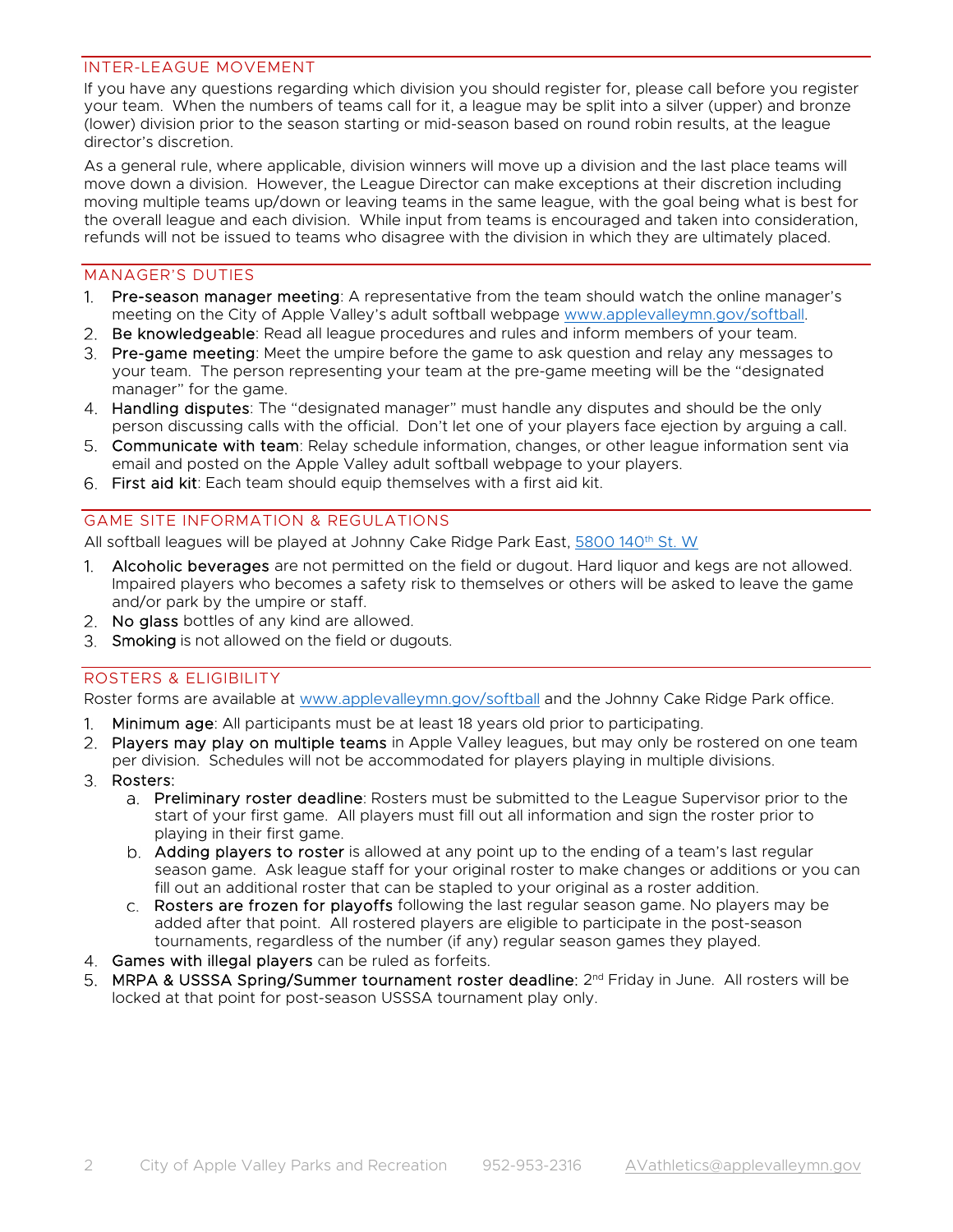## INTER-LEAGUE MOVEMENT

If you have any questions regarding which division you should register for, please call before you register your team. When the numbers of teams call for it, a league may be split into a silver (upper) and bronze (lower) division prior to the season starting or mid-season based on round robin results, at the league director's discretion.

As a general rule, where applicable, division winners will move up a division and the last place teams will move down a division. However, the League Director can make exceptions at their discretion including moving multiple teams up/down or leaving teams in the same league, with the goal being what is best for the overall league and each division. While input from teams is encouraged and taken into consideration, refunds will not be issued to teams who disagree with the division in which they are ultimately placed.

## MANAGER'S DUTIES

1. **Pre-season manager meeting**: A representative from the team should watch the online manager's meeting on the City of Apple Valley's adult softball webpage [www.applevalleymn.gov/softball](www.applevalleymn.gov/softball).
2. **Be knowledgeable**: Read all league procedures and rules and inform members of your team.
3. **Pre-game meeting**: Meet the umpire before the game to ask question and relay any messages to your team. The person representing your team at the pre-game meeting will be the "designated manager" for the game.
4. **Handling disputes**: The "designated manager" must handle any disputes and should be the only person discussing calls with the official. Don't let one of your players face ejection by arguing a call.
5. **Communicate with team**: Relay schedule information, changes, or other league information sent via email and posted on the Apple Valley adult softball webpage to your players.
6. **First aid kit**: Each team should equip themselves with a first aid kit.

## GAME SITE INFORMATION & REGULATIONS

All softball leagues will be played at Johnny Cake Ridge Park East, 5800 140th St. W

1. **Alcoholic beverages** are not permitted on the field or dugout. Hard liquor and kegs are not allowed. Impaired players who becomes a safety risk to themselves or others will be asked to leave the game and/or park by the umpire or staff.
2. **No glass** bottles of any kind are allowed.
3. **Smoking** is not allowed on the field or dugouts.

## ROSTERS & ELIGIBILITY

Roster forms are available at [www.applevalleymn.gov/softball](www.applevalleymn.gov/softball) and the Johnny Cake Ridge Park office.

1. **Minimum age**: All participants must be at least 18 years old prior to participating.
2. **Players may play on multiple teams** in Apple Valley leagues, but may only be rostered on one team per division. Schedules will not be accommodated for players playing in multiple divisions.
3. **Rosters**:
   a. **Preliminary roster deadline**: Rosters must be submitted to the League Supervisor prior to the start of your first game. All players must fill out all information and sign the roster prior to playing in their first game.
   b. **Adding players to roster** is allowed at any point up to the ending of a team's last regular season game. Ask league staff for your original roster to make changes or additions or you can fill out an additional roster that can be stapled to your original as a roster addition.
   c. **Rosters are frozen for playoffs** following the last regular season game. No players may be added after that point. All rostered players are eligible to participate in the post-season tournaments, regardless of the number (if any) regular season games they played.
4. **Games with illegal players** can be ruled as forfeits.
5. **MRPA & USSSA Spring/Summer tournament roster deadline**: 2nd Friday in June. All rosters will be locked at that point for post-season USSSA tournament play only.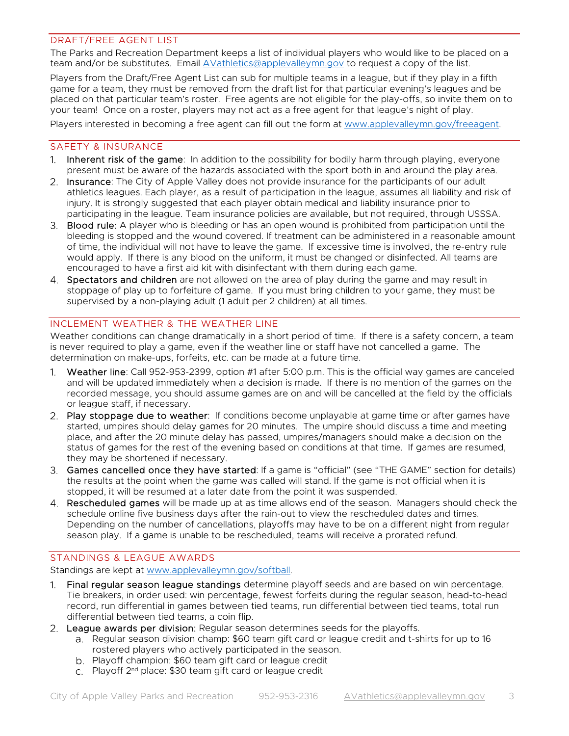## DRAFT/FREE AGENT LIST

The Parks and Recreation Department keeps a list of individual players who would like to be placed on a team and/or be substitutes. Email AVathletics@applevalleymn.gov to request a copy of the list.

Players from the Draft/Free Agent List can sub for multiple teams in a league, but if they play in a fifth game for a team, they must be removed from the draft list for that particular evening's leagues and be placed on that particular team's roster. Free agents are not eligible for the play-offs, so invite them on to your team! Once on a roster, players may not act as a free agent for that league's night of play.

Players interested in becoming a free agent can fill out the form at www.applevalleymn.gov/freeagent.

## SAFETY & INSURANCE

1. **Inherent risk of the game**: In addition to the possibility for bodily harm through playing, everyone present must be aware of the hazards associated with the sport both in and around the play area.
2. **Insurance**: The City of Apple Valley does not provide insurance for the participants of our adult athletics leagues. Each player, as a result of participation in the league, assumes all liability and risk of injury. It is strongly suggested that each player obtain medical and liability insurance prior to participating in the league. Team insurance policies are available, but not required, through USSSA.
3. **Blood rule**: A player who is bleeding or has an open wound is prohibited from participation until the bleeding is stopped and the wound covered. If treatment can be administered in a reasonable amount of time, the individual will not have to leave the game. If excessive time is involved, the re-entry rule would apply. If there is any blood on the uniform, it must be changed or disinfected. All teams are encouraged to have a first aid kit with disinfectant with them during each game.
4. **Spectators and children** are not allowed on the area of play during the game and may result in stoppage of play up to forfeiture of game. If you must bring children to your game, they must be supervised by a non-playing adult (1 adult per 2 children) at all times.

## INCLEMENT WEATHER & THE WEATHER LINE

Weather conditions can change dramatically in a short period of time. If there is a safety concern, a team is never required to play a game, even if the weather line or staff have not cancelled a game. The determination on make-ups, forfeits, etc. can be made at a future time.

1. **Weather line**: Call 952-953-2399, option #1 after 5:00 p.m. This is the official way games are canceled and will be updated immediately when a decision is made. If there is no mention of the games on the recorded message, you should assume games are on and will be cancelled at the field by the officials or league staff, if necessary.
2. **Play stoppage due to weather**: If conditions become unplayable at game time or after games have started, umpires should delay games for 20 minutes. The umpire should discuss a time and meeting place, and after the 20 minute delay has passed, umpires/managers should make a decision on the status of games for the rest of the evening based on conditions at that time. If games are resumed, they may be shortened if necessary.
3. **Games cancelled once they have started**: If a game is "official" (see "THE GAME" section for details) the results at the point when the game was called will stand. If the game is not official when it is stopped, it will be resumed at a later date from the point it was suspended.
4. **Rescheduled games** will be made up at as time allows end of the season. Managers should check the schedule online five business days after the rain-out to view the rescheduled dates and times. Depending on the number of cancellations, playoffs may have to be on a different night from regular season play. If a game is unable to be rescheduled, teams will receive a prorated refund.

## STANDINGS & LEAGUE AWARDS

Standings are kept at www.applevalleymn.gov/softball.

1. **Final regular season league standings** determine playoff seeds and are based on win percentage. Tie breakers, in order used: win percentage, fewest forfeits during the regular season, head-to-head record, run differential in games between tied teams, run differential between tied teams, total run differential between tied teams, a coin flip.
2. **League awards per division:** Regular season determines seeds for the playoffs.
   a. Regular season division champ: $60 team gift card or league credit and t-shirts for up to 16 rostered players who actively participated in the season.
   b. Playoff champion: $60 team gift card or league credit
   c. Playoff 2nd place: $30 team gift card or league credit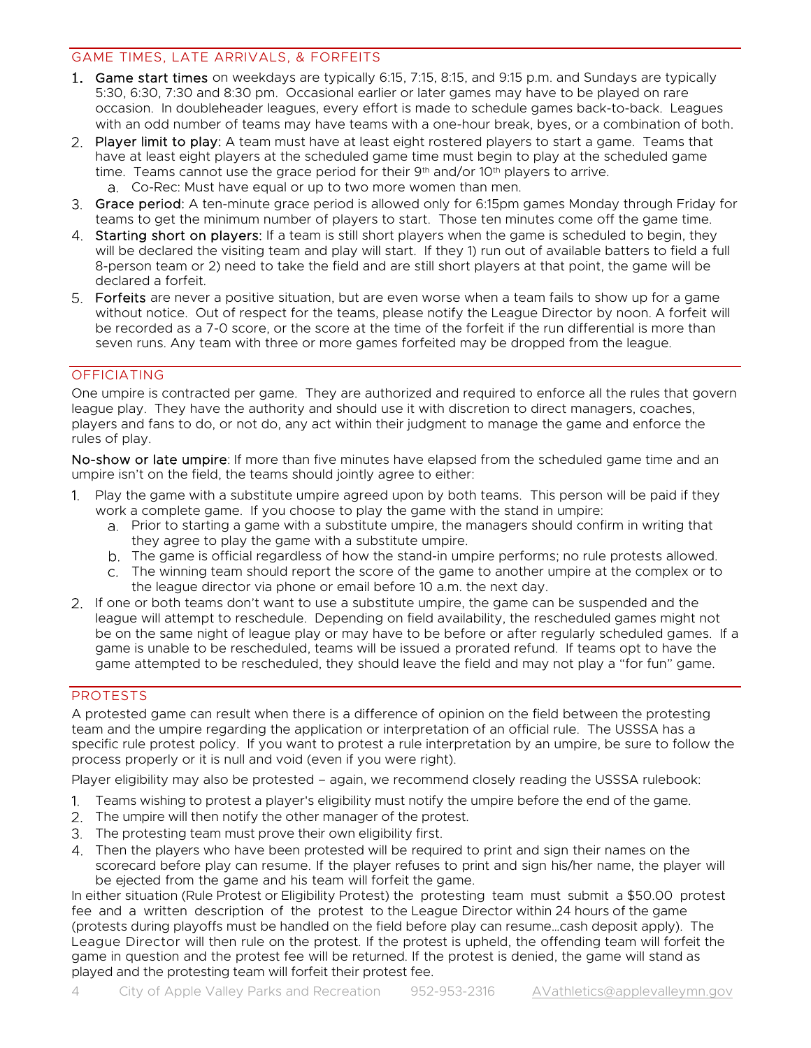## GAME TIMES, LATE ARRIVALS, & FORFEITS

1. **Game start times** on weekdays are typically 6:15, 7:15, 8:15, and 9:15 p.m. and Sundays are typically 5:30, 6:30, 7:30 and 8:30 pm. Occasional earlier or later games may have to be played on rare occasion. In doubleheader leagues, every effort is made to schedule games back-to-back. Leagues with an odd number of teams may have teams with a one-hour break, byes, or a combination of both.
2. **Player limit to play**: A team must have at least eight rostered players to start a game. Teams that have at least eight players at the scheduled game time must begin to play at the scheduled game time. Teams cannot use the grace period for their 9th and/or 10th players to arrive.
   a. Co-Rec: Must have equal or up to two more women than men.
3. **Grace period**: A ten-minute grace period is allowed only for 6:15pm games Monday through Friday for teams to get the minimum number of players to start. Those ten minutes come off the game time.
4. **Starting short on players**: If a team is still short players when the game is scheduled to begin, they will be declared the visiting team and play will start. If they 1) run out of available batters to field a full 8-person team or 2) need to take the field and are still short players at that point, the game will be declared a forfeit.
5. **Forfeits** are never a positive situation, but are even worse when a team fails to show up for a game without notice. Out of respect for the teams, please notify the League Director by noon. A forfeit will be recorded as a 7-0 score, or the score at the time of the forfeit if the run differential is more than seven runs. Any team with three or more games forfeited may be dropped from the league.

## OFFICIATING

One umpire is contracted per game. They are authorized and required to enforce all the rules that govern league play. They have the authority and should use it with discretion to direct managers, coaches, players and fans to do, or not do, any act within their judgment to manage the game and enforce the rules of play.

**No-show or late umpire**: If more than five minutes have elapsed from the scheduled game time and an umpire isn't on the field, the teams should jointly agree to either:

1. Play the game with a substitute umpire agreed upon by both teams. This person will be paid if they work a complete game. If you choose to play the game with the stand in umpire:
   a. Prior to starting a game with a substitute umpire, the managers should confirm in writing that they agree to play the game with a substitute umpire.
   b. The game is official regardless of how the stand-in umpire performs; no rule protests allowed.
   c. The winning team should report the score of the game to another umpire at the complex or to the league director via phone or email before 10 a.m. the next day.
2. If one or both teams don't want to use a substitute umpire, the game can be suspended and the league will attempt to reschedule. Depending on field availability, the rescheduled games might not be on the same night of league play or may have to be before or after regularly scheduled games. If a game is unable to be rescheduled, teams will be issued a prorated refund. If teams opt to have the game attempted to be rescheduled, they should leave the field and may not play a "for fun" game.

## PROTESTS

A protested game can result when there is a difference of opinion on the field between the protesting team and the umpire regarding the application or interpretation of an official rule. The USSSA has a specific rule protest policy. If you want to protest a rule interpretation by an umpire, be sure to follow the process properly or it is null and void (even if you were right).

Player eligibility may also be protested – again, we recommend closely reading the USSSA rulebook:

1. Teams wishing to protest a player's eligibility must notify the umpire before the end of the game.
2. The umpire will then notify the other manager of the protest.
3. The protesting team must prove their own eligibility first.
4. Then the players who have been protested will be required to print and sign their names on the scorecard before play can resume. If the player refuses to print and sign his/her name, the player will be ejected from the game and his team will forfeit the game.

In either situation (Rule Protest or Eligibility Protest) the protesting team must submit a $50.00 protest fee and a written description of the protest to the League Director within 24 hours of the game (protests during playoffs must be handled on the field before play can resume…cash deposit apply). The League Director will then rule on the protest. If the protest is upheld, the offending team will forfeit the game in question and the protest fee will be returned. If the protest is denied, the game will stand as played and the protesting team will forfeit their protest fee.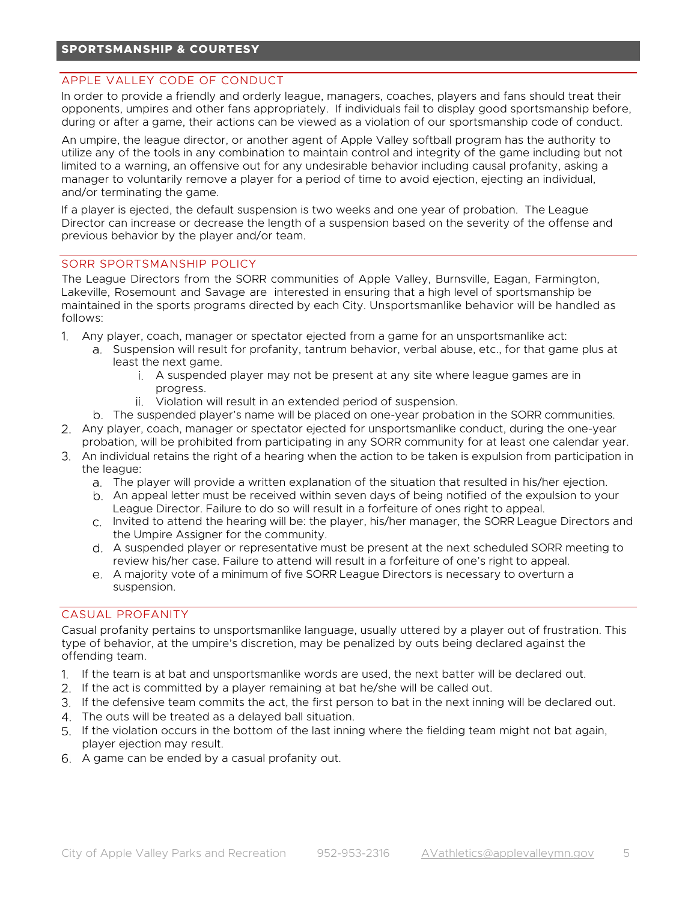## SPORTSMANSHIP & COURTESY

### APPLE VALLEY CODE OF CONDUCT

In order to provide a friendly and orderly league, managers, coaches, players and fans should treat their opponents, umpires and other fans appropriately. If individuals fail to display good sportsmanship before, during or after a game, their actions can be viewed as a violation of our sportsmanship code of conduct.

An umpire, the league director, or another agent of Apple Valley softball program has the authority to utilize any of the tools in any combination to maintain control and integrity of the game including but not limited to a warning, an offensive out for any undesirable behavior including causal profanity, asking a manager to voluntarily remove a player for a period of time to avoid ejection, ejecting an individual, and/or terminating the game.

If a player is ejected, the default suspension is two weeks and one year of probation. The League Director can increase or decrease the length of a suspension based on the severity of the offense and previous behavior by the player and/or team.

### SORR SPORTSMANSHIP POLICY

The League Directors from the SORR communities of Apple Valley, Burnsville, Eagan, Farmington, Lakeville, Rosemount and Savage are interested in ensuring that a high level of sportsmanship be maintained in the sports programs directed by each City. Unsportsmanlike behavior will be handled as follows:

1. Any player, coach, manager or spectator ejected from a game for an unsportsmanlike act:
   a. Suspension will result for profanity, tantrum behavior, verbal abuse, etc., for that game plus at least the next game.
      i. A suspended player may not be present at any site where league games are in progress.
      ii. Violation will result in an extended period of suspension.
   b. The suspended player's name will be placed on one-year probation in the SORR communities.
2. Any player, coach, manager or spectator ejected for unsportsmanlike conduct, during the one-year probation, will be prohibited from participating in any SORR community for at least one calendar year.
3. An individual retains the right of a hearing when the action to be taken is expulsion from participation in the league:
   a. The player will provide a written explanation of the situation that resulted in his/her ejection.
   b. An appeal letter must be received within seven days of being notified of the expulsion to your League Director. Failure to do so will result in a forfeiture of ones right to appeal.
   c. Invited to attend the hearing will be: the player, his/her manager, the SORR League Directors and the Umpire Assigner for the community.
   d. A suspended player or representative must be present at the next scheduled SORR meeting to review his/her case. Failure to attend will result in a forfeiture of one's right to appeal.
   e. A majority vote of a minimum of five SORR League Directors is necessary to overturn a suspension.

### CASUAL PROFANITY

Casual profanity pertains to unsportsmanlike language, usually uttered by a player out of frustration. This type of behavior, at the umpire's discretion, may be penalized by outs being declared against the offending team.

1. If the team is at bat and unsportsmanlike words are used, the next batter will be declared out.
2. If the act is committed by a player remaining at bat he/she will be called out.
3. If the defensive team commits the act, the first person to bat in the next inning will be declared out.
4. The outs will be treated as a delayed ball situation.
5. If the violation occurs in the bottom of the last inning where the fielding team might not bat again, player ejection may result.
6. A game can be ended by a casual profanity out.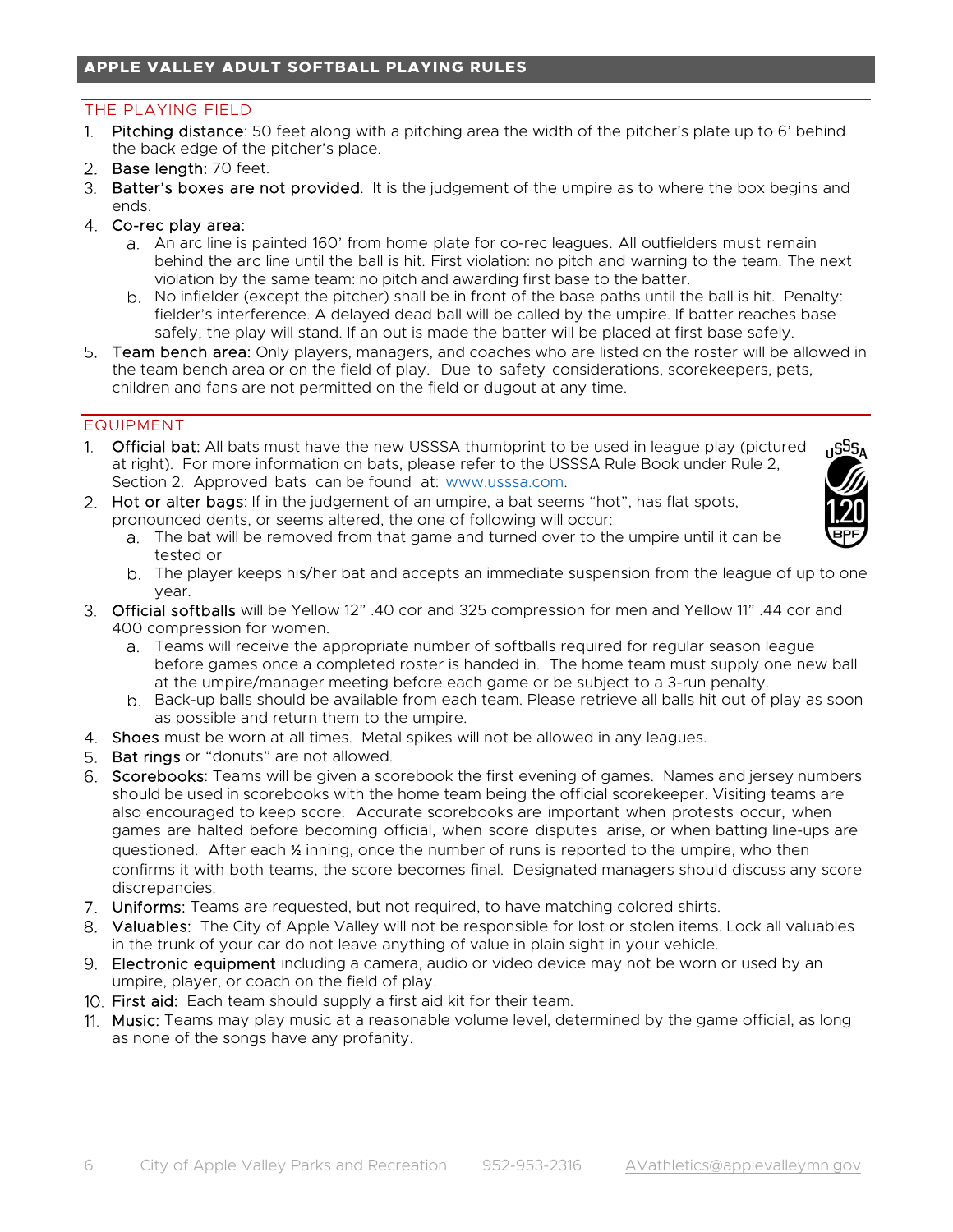## APPLE VALLEY ADULT SOFTBALL PLAYING RULES

### THE PLAYING FIELD

1. Pitching distance: 50 feet along with a pitching area the width of the pitcher's plate up to 6' behind the back edge of the pitcher's place.
2. Base length: 70 feet.
3. Batter's boxes are not provided. It is the judgement of the umpire as to where the box begins and ends.
4. Co-rec play area:
   a. An arc line is painted 160' from home plate for co-rec leagues. All outfielders must remain behind the arc line until the ball is hit. First violation: no pitch and warning to the team. The next violation by the same team: no pitch and awarding first base to the batter.
   b. No infielder (except the pitcher) shall be in front of the base paths until the ball is hit. Penalty: fielder's interference. A delayed dead ball will be called by the umpire. If batter reaches base safely, the play will stand. If an out is made the batter will be placed at first base safely.
5. Team bench area: Only players, managers, and coaches who are listed on the roster will be allowed in the team bench area or on the field of play. Due to safety considerations, scorekeepers, pets, children and fans are not permitted on the field or dugout at any time.

### EQUIPMENT

1. Official bat: All bats must have the new USSSA thumbprint to be used in league play (pictured at right). For more information on bats, please refer to the USSSA Rule Book under Rule 2, Section 2. Approved bats can be found at: www.usssa.com.
2. Hot or alter bags: If in the judgement of an umpire, a bat seems "hot", has flat spots, pronounced dents, or seems altered, the one of following will occur:
   a. The bat will be removed from that game and turned over to the umpire until it can be tested or
   b. The player keeps his/her bat and accepts an immediate suspension from the league of up to one year.
3. Official softballs will be Yellow 12" .40 cor and 325 compression for men and Yellow 11" .44 cor and 400 compression for women.
   a. Teams will receive the appropriate number of softballs required for regular season league before games once a completed roster is handed in. The home team must supply one new ball at the umpire/manager meeting before each game or be subject to a 3-run penalty.
   b. Back-up balls should be available from each team. Please retrieve all balls hit out of play as soon as possible and return them to the umpire.
4. Shoes must be worn at all times. Metal spikes will not be allowed in any leagues.
5. Bat rings or "donuts" are not allowed.
6. Scorebooks: Teams will be given a scorebook the first evening of games. Names and jersey numbers should be used in scorebooks with the home team being the official scorekeeper. Visiting teams are also encouraged to keep score. Accurate scorebooks are important when protests occur, when games are halted before becoming official, when score disputes arise, or when batting line-ups are questioned. After each ½ inning, once the number of runs is reported to the umpire, who then confirms it with both teams, the score becomes final. Designated managers should discuss any score discrepancies.
7. Uniforms: Teams are requested, but not required, to have matching colored shirts.
8. Valuables: The City of Apple Valley will not be responsible for lost or stolen items. Lock all valuables in the trunk of your car do not leave anything of value in plain sight in your vehicle.
9. Electronic equipment including a camera, audio or video device may not be worn or used by an umpire, player, or coach on the field of play.
10. First aid: Each team should supply a first aid kit for their team.
11. Music: Teams may play music at a reasonable volume level, determined by the game official, as long as none of the songs have any profanity.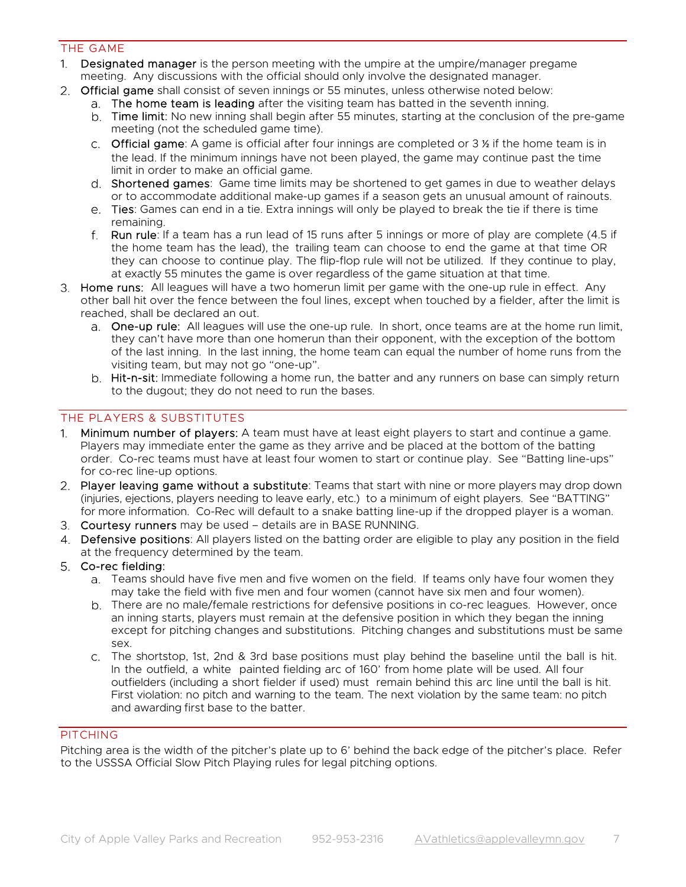## THE GAME

1. **Designated manager** is the person meeting with the umpire at the umpire/manager pregame meeting. Any discussions with the official should only involve the designated manager.
2. **Official game** shall consist of seven innings or 55 minutes, unless otherwise noted below:
   a. **The home team is leading** after the visiting team has batted in the seventh inning.
   b. **Time limit:** No new inning shall begin after 55 minutes, starting at the conclusion of the pre-game meeting (not the scheduled game time).
   c. **Official game**: A game is official after four innings are completed or 3 ½ if the home team is in the lead. If the minimum innings have not been played, the game may continue past the time limit in order to make an official game.
   d. **Shortened games**: Game time limits may be shortened to get games in due to weather delays or to accommodate additional make-up games if a season gets an unusual amount of rainouts.
   e. **Ties**: Games can end in a tie. Extra innings will only be played to break the tie if there is time remaining.
   f. **Run rule**: If a team has a run lead of 15 runs after 5 innings or more of play are complete (4.5 if the home team has the lead), the trailing team can choose to end the game at that time OR they can choose to continue play. The flip-flop rule will not be utilized. If they continue to play, at exactly 55 minutes the game is over regardless of the game situation at that time.
3. **Home runs:** All leagues will have a two homerun limit per game with the one-up rule in effect. Any other ball hit over the fence between the foul lines, except when touched by a fielder, after the limit is reached, shall be declared an out.
   a. **One-up rule:** All leagues will use the one-up rule. In short, once teams are at the home run limit, they can't have more than one homerun than their opponent, with the exception of the bottom of the last inning. In the last inning, the home team can equal the number of home runs from the visiting team, but may not go "one-up".
   b. **Hit-n-sit:** Immediate following a home run, the batter and any runners on base can simply return to the dugout; they do not need to run the bases.

## THE PLAYERS & SUBSTITUTES

1. **Minimum number of players:** A team must have at least eight players to start and continue a game. Players may immediate enter the game as they arrive and be placed at the bottom of the batting order. Co-rec teams must have at least four women to start or continue play. See "Batting line-ups" for co-rec line-up options.
2. **Player leaving game without a substitute**: Teams that start with nine or more players may drop down (injuries, ejections, players needing to leave early, etc.) to a minimum of eight players. See "BATTING" for more information. Co-Rec will default to a snake batting line-up if the dropped player is a woman.
3. **Courtesy runners** may be used – details are in BASE RUNNING.
4. **Defensive positions**: All players listed on the batting order are eligible to play any position in the field at the frequency determined by the team.
5. **Co-rec fielding**:
   a. Teams should have five men and five women on the field. If teams only have four women they may take the field with five men and four women (cannot have six men and four women).
   b. There are no male/female restrictions for defensive positions in co-rec leagues. However, once an inning starts, players must remain at the defensive position in which they began the inning except for pitching changes and substitutions. Pitching changes and substitutions must be same sex.
   c. The shortstop, 1st, 2nd & 3rd base positions must play behind the baseline until the ball is hit. In the outfield, a white painted fielding arc of 160' from home plate will be used. All four outfielders (including a short fielder if used) must remain behind this arc line until the ball is hit. First violation: no pitch and warning to the team. The next violation by the same team: no pitch and awarding first base to the batter.

## PITCHING

Pitching area is the width of the pitcher's plate up to 6' behind the back edge of the pitcher's place. Refer to the USSSA Official Slow Pitch Playing rules for legal pitching options.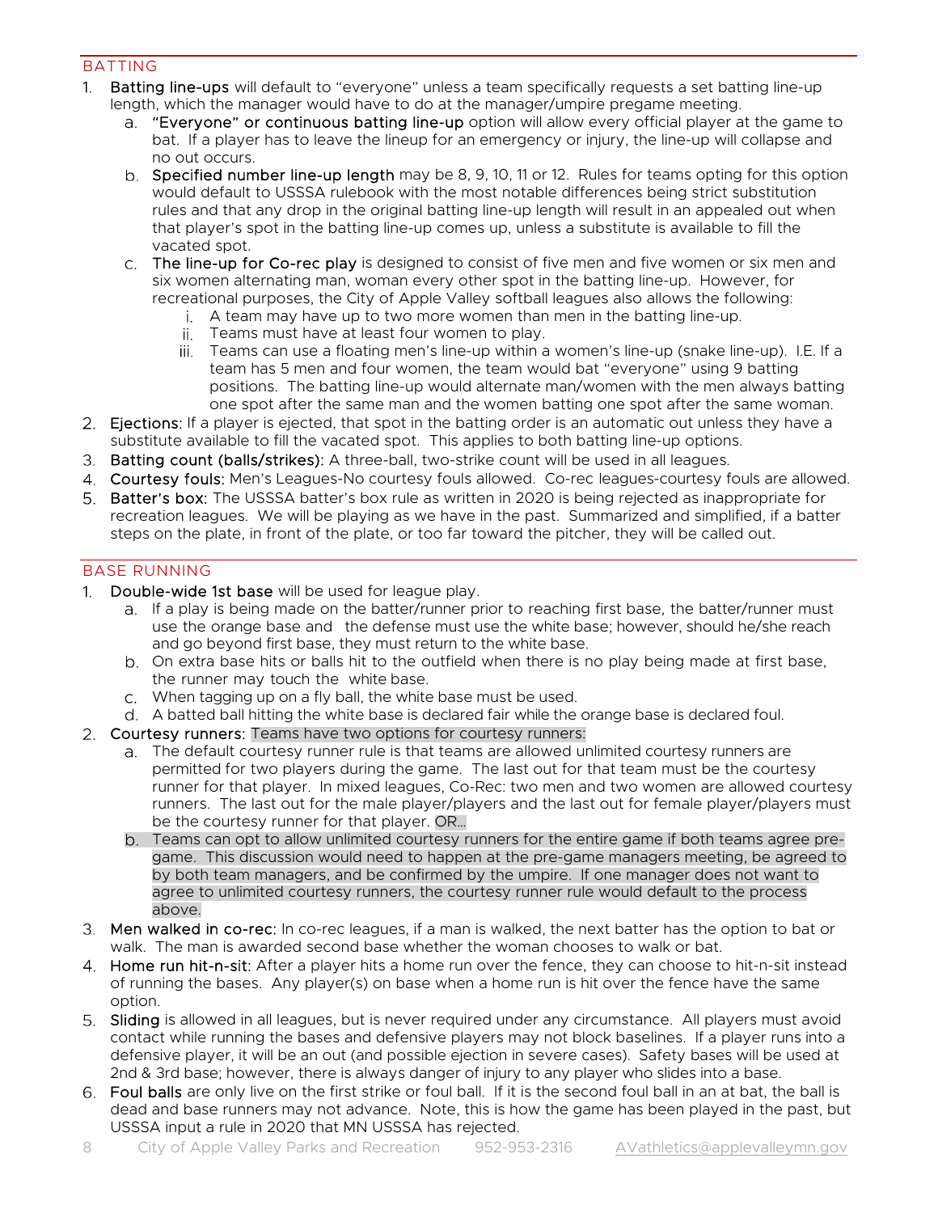## BATTING

1. **Batting line-ups** will default to "everyone" unless a team specifically requests a set batting line-up length, which the manager would have to do at the manager/umpire pregame meeting.
    a. **"Everyone" or continuous batting line-up** option will allow every official player at the game to bat. If a player has to leave the lineup for an emergency or injury, the line-up will collapse and no out occurs.
    b. **Specified number line-up length** may be 8, 9, 10, 11 or 12. Rules for teams opting for this option would default to USSSA rulebook with the most notable differences being strict substitution rules and that any drop in the original batting line-up length will result in an appealed out when that player's spot in the batting line-up comes up, unless a substitute is available to fill the vacated spot.
    c. **The line-up for Co-rec play** is designed to consist of five men and five women or six men and six women alternating man, woman every other spot in the batting line-up. However, for recreational purposes, the City of Apple Valley softball leagues also allows the following:
        i. A team may have up to two more women than men in the batting line-up.
        ii. Teams must have at least four women to play.
        iii. Teams can use a floating men's line-up within a women's line-up (snake line-up). I.E. If a team has 5 men and four women, the team would bat "everyone" using 9 batting positions. The batting line-up would alternate man/women with the men always batting one spot after the same man and the women batting one spot after the same woman.
2. **Ejections:** If a player is ejected, that spot in the batting order is an automatic out unless they have a substitute available to fill the vacated spot. This applies to both batting line-up options.
3. **Batting count (balls/strikes):** A three-ball, two-strike count will be used in all leagues.
4. **Courtesy fouls:** Men's Leagues-No courtesy fouls allowed. Co-rec leagues-courtesy fouls are allowed.
5. **Batter's box:** The USSSA batter's box rule as written in 2020 is being rejected as inappropriate for recreation leagues. We will be playing as we have in the past. Summarized and simplified, if a batter steps on the plate, in front of the plate, or too far toward the pitcher, they will be called out.

## BASE RUNNING

1. **Double-wide 1st base** will be used for league play.
    a. If a play is being made on the batter/runner prior to reaching first base, the batter/runner must use the orange base and the defense must use the white base; however, should he/she reach and go beyond first base, they must return to the white base.
    b. On extra base hits or balls hit to the outfield when there is no play being made at first base, the runner may touch the white base.
    c. When tagging up on a fly ball, the white base must be used.
    d. A batted ball hitting the white base is declared fair while the orange base is declared foul.
2. **Courtesy runners:** Teams have two options for courtesy runners:
    a. The default courtesy runner rule is that teams are allowed unlimited courtesy runners are permitted for two players during the game. The last out for that team must be the courtesy runner for that player. In mixed leagues, Co-Rec: two men and two women are allowed courtesy runners. The last out for the male player/players and the last out for female player/players must be the courtesy runner for that player. OR…
    b. Teams can opt to allow unlimited courtesy runners for the entire game if both teams agree pre-game. This discussion would need to happen at the pre-game managers meeting, be agreed to by both team managers, and be confirmed by the umpire. If one manager does not want to agree to unlimited courtesy runners, the courtesy runner rule would default to the process above.
3. **Men walked in co-rec:** In co-rec leagues, if a man is walked, the next batter has the option to bat or walk. The man is awarded second base whether the woman chooses to walk or bat.
4. **Home run hit-n-sit:** After a player hits a home run over the fence, they can choose to hit-n-sit instead of running the bases. Any player(s) on base when a home run is hit over the fence have the same option.
5. **Sliding** is allowed in all leagues, but is never required under any circumstance. All players must avoid contact while running the bases and defensive players may not block baselines. If a player runs into a defensive player, it will be an out (and possible ejection in severe cases). Safety bases will be used at 2nd & 3rd base; however, there is always danger of injury to any player who slides into a base.
6. **Foul balls** are only live on the first strike or foul ball. If it is the second foul ball in an at bat, the ball is dead and base runners may not advance. Note, this is how the game has been played in the past, but USSSA input a rule in 2020 that MN USSSA has rejected.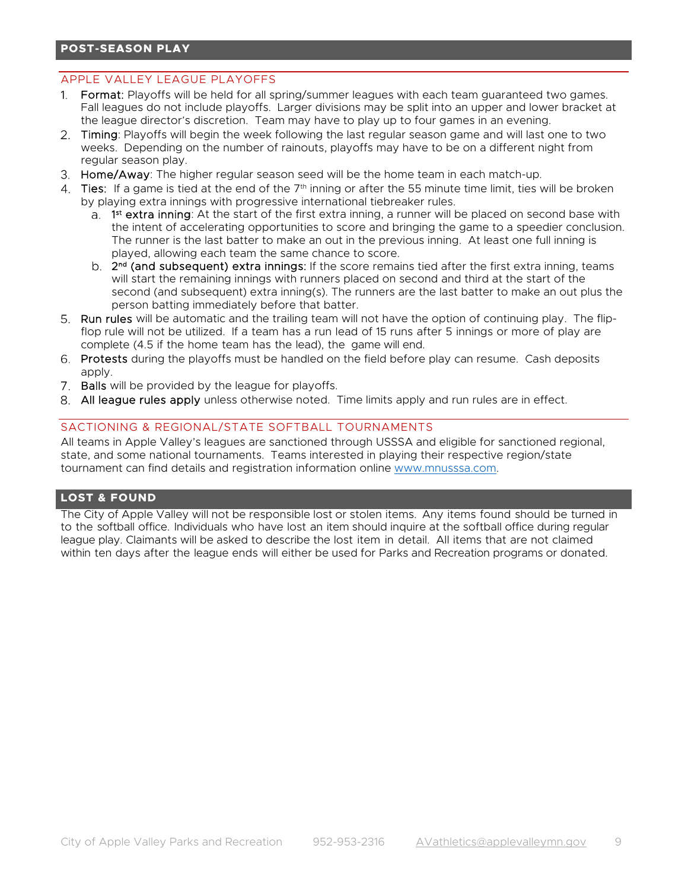## POST-SEASON PLAY

### APPLE VALLEY LEAGUE PLAYOFFS

1. **Format**: Playoffs will be held for all spring/summer leagues with each team guaranteed two games. Fall leagues do not include playoffs. Larger divisions may be split into an upper and lower bracket at the league director's discretion. Team may have to play up to four games in an evening.
2. **Timing**: Playoffs will begin the week following the last regular season game and will last one to two weeks. Depending on the number of rainouts, playoffs may have to be on a different night from regular season play.
3. **Home/Away**: The higher regular season seed will be the home team in each match-up.
4. **Ties**: If a game is tied at the end of the 7th inning or after the 55 minute time limit, ties will be broken by playing extra innings with progressive international tiebreaker rules.
   a. **1st extra inning**: At the start of the first extra inning, a runner will be placed on second base with the intent of accelerating opportunities to score and bringing the game to a speedier conclusion. The runner is the last batter to make an out in the previous inning. At least one full inning is played, allowing each team the same chance to score.
   b. **2nd (and subsequent) extra innings**: If the score remains tied after the first extra inning, teams will start the remaining innings with runners placed on second and third at the start of the second (and subsequent) extra inning(s). The runners are the last batter to make an out plus the person batting immediately before that batter.
5. **Run rules** will be automatic and the trailing team will not have the option of continuing play. The flip-flop rule will not be utilized. If a team has a run lead of 15 runs after 5 innings or more of play are complete (4.5 if the home team has the lead), the game will end.
6. **Protests** during the playoffs must be handled on the field before play can resume. Cash deposits apply.
7. **Balls** will be provided by the league for playoffs.
8. **All league rules apply** unless otherwise noted. Time limits apply and run rules are in effect.

### SACTIONING & REGIONAL/STATE SOFTBALL TOURNAMENTS

All teams in Apple Valley's leagues are sanctioned through USSSA and eligible for sanctioned regional, state, and some national tournaments. Teams interested in playing their respective region/state tournament can find details and registration information online [www.mnusssa.com](http://www.mnusssa.com).

## LOST & FOUND

The City of Apple Valley will not be responsible lost or stolen items. Any items found should be turned in to the softball office. Individuals who have lost an item should inquire at the softball office during regular league play. Claimants will be asked to describe the lost item in detail. All items that are not claimed within ten days after the league ends will either be used for Parks and Recreation programs or donated.